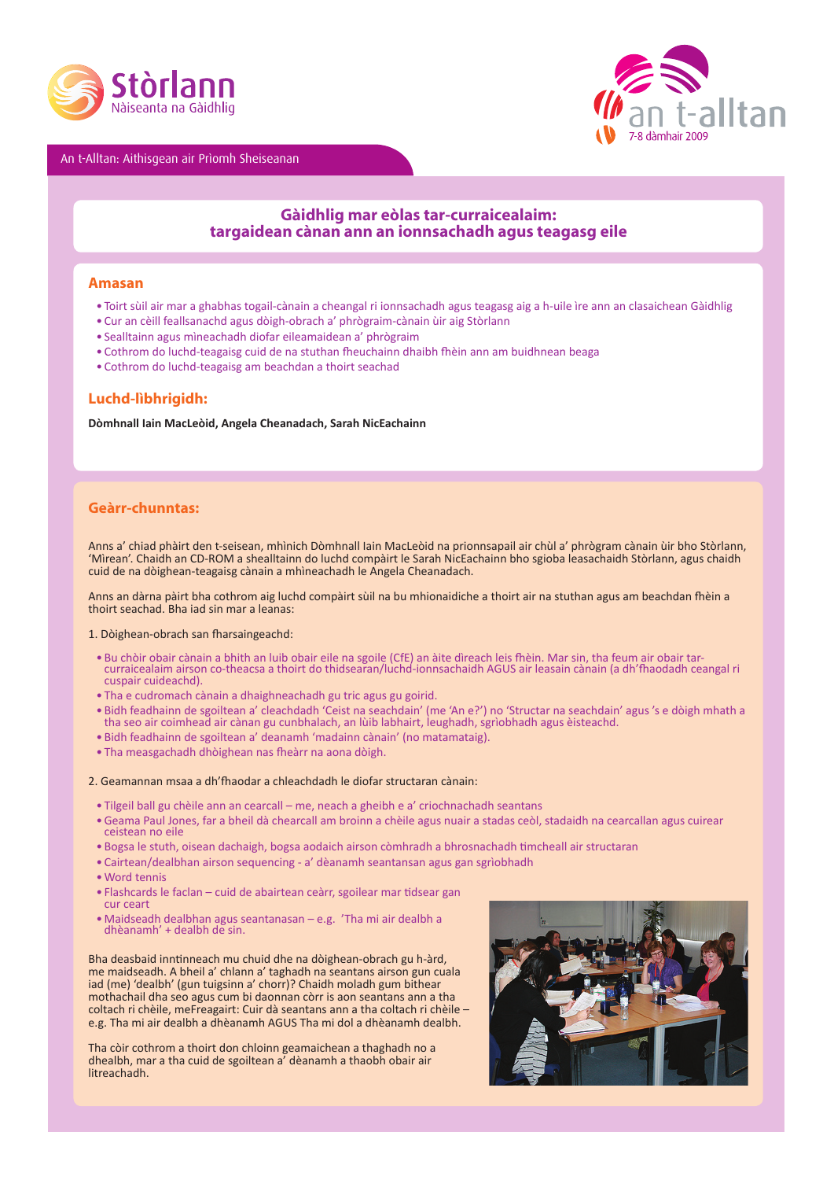Stòrlann Nàiseanta na Gàidhlig

an t-alltan
7-8 dàmhair 2009

An t-Alltan: Aithisgean air Prìomh Sheiseanan

# Gàidhlig mar eòlas tar-curraicealaim: targaidean cànan ann an ionnsachadh agus teagasg eile

## Amasan

- Toirt sùil air mar a ghabhas togail-cànain a cheangal ri ionnsachadh agus teagasg aig a h-uile ìre ann an clasaichean Gàidhlig
- Cur an cèill feallsanachd agus dòigh-obrach a' phrògraim-cànain ùir aig Stòrlann
- Sealltainn agus mìneachadh diofar eileamaidean a' phrògraim
- Cothrom do luchd-teagaisg cuid de na stuthan fheuchainn dhaibh fhèin ann am buidhnean beaga
- Cothrom do luchd-teagaisg am beachdan a thoirt seachad

## Luchd-lìbhrigidh:

**Dòmhnall Iain MacLeòid, Angela Cheanadach, Sarah NicEachainn**

## Geàrr-chunntas:

Anns a' chiad phàirt den t-seisean, mhìnich Dòmhnall Iain MacLeòid na prionnsapail air chùl a' phrògram cànain ùir bho Stòrlann, 'Mìrean'. Chaidh an CD-ROM a shealltainn do luchd compàirt le Sarah NicEachainn bho sgioba leasachaidh Stòrlann, agus chaidh cuid de na dòighean-teagaisg cànain a mhìneachadh le Angela Cheanadach.

Anns an dàrna pàirt bha cothrom aig luchd compàirt sùil na bu mhionaidiche a thoirt air na stuthan agus am beachdan fhèin a thoirt seachad. Bha iad sin mar a leanas:

1. Dòighean-obrach san fharsaingeachd:

- Bu chòir obair cànain a bhith an luib obair eile na sgoile (CfE) an àite dìreach leis fhèin. Mar sin, tha feum air obair tar-curraicealaim airson co-theacsa a thoirt do thidsearan/luchd-ionnsachaidh AGUS air leasain cànain (a dh'fhaodadh ceangal ri cuspair cuideachd).
- Tha e cudromach cànain a dhaighneachadh gu tric agus gu goirid.
- Bidh feadhainn de sgoiltean a' cleachdadh 'Ceist na seachdain' (me 'An e?') no 'Structar na seachdain' agus 's e dòigh mhath a tha seo air coimhead air cànan gu cunbhalach, an lùib labhairt, leughadh, sgrìobhadh agus èisteachd.
- Bidh feadhainn de sgoiltean a' deanamh 'madainn cànain' (no matamataig).
- Tha measgachadh dhòighean nas fheàrr na aona dòigh.

2. Geamannan msaa a dh'fhaodar a chleachdadh le diofar structaran cànain:

- Tilgeil ball gu chèile ann an cearcall – me, neach a gheibh e a' crìochnachadh seantans
- Geama Paul Jones, far a bheil dà chearcall am broinn a chèile agus nuair a stadas ceòl, stadaidh na cearcallan agus cuirear ceistean no eile
- Bogsa le stuth, oisean dachaigh, bogsa aodaich airson còmhradh a bhrosnachadh timcheall air structaran
- Cairtean/dealbhan airson sequencing - a' dèanamh seantansan agus gan sgrìobhadh
- Word tennis
- Flashcards le faclan – cuid de abairtean ceàrr, sgoilear mar tidsear gan cur ceart
- Maidseadh dealbhan agus seantanasan – e.g. 'Tha mi air dealbh a dhèanamh' + dealbh de sin.

Bha deasbaid inntinneach mu chuid dhe na dòighean-obrach gu h-àrd, me maidseadh. A bheil a' chlann a' taghadh na seantans airson gun cuala iad (me) 'dealbh' (gun tuigsinn a' chorr)? Chaidh moladh gum bithear mothachail dha seo agus cum bi daonnan còrr is aon seantans ann a tha coltach ri chèile, meFreagairt: Cuir dà seantans ann a tha coltach ri chèile – e.g. Tha mi air dealbh a dhèanamh AGUS Tha mi dol a dhèanamh dealbh.

Tha còir cothrom a thoirt don chloinn geamaichean a thaghadh no a dhealbh, mar a tha cuid de sgoiltean a' dèanamh a thaobh obair air litreachadh.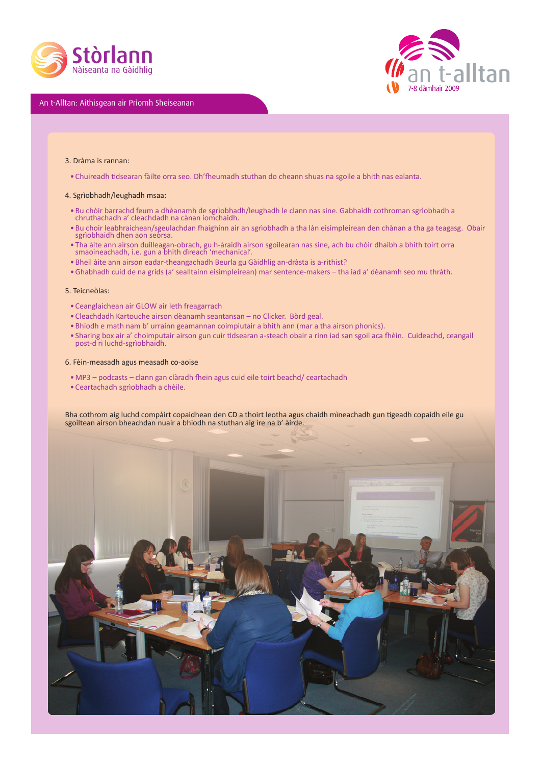3. Dràma is rannan:

- Chuireadh tidsearan fàilte orra seo. Dh'fheumadh stuthan do cheann shuas na sgoile a bhith nas ealanta.

4. Sgrìobhadh/leughadh msaa:

- Bu chòir barrachd feum a dhèanamh de sgrìobhadh/leughadh le clann nas sine. Gabhaidh cothroman sgrìobhadh a chruthachadh a' cleachdadh na cànan iomchaidh.
- Bu choir leabhraichean/sgeulachdan fhaighinn air an sgrìobhadh a tha làn eisimpleirean den chànan a tha ga teagasg. Obair sgrìobhaidh dhen aon seòrsa.
- Tha àite ann airson duilleagan-obrach, gu h-àraidh airson sgoilearan nas sine, ach bu chòir dhaibh a bhith toirt orra smaoineachadh, i.e. gun a bhith dìreach 'mechanical'.
- Bheil àite ann airson eadar-theangachadh Beurla gu Gàidhlig an-dràsta is a-rithist?
- Ghabhadh cuid de na grids (a' sealltainn eisimpleirean) mar sentence-makers – tha iad a' dèanamh seo mu thràth.

5. Teicneòlas:

- Ceanglaichean air GLOW air leth freagarrach
- Cleachdadh Kartouche airson dèanamh seantansan – no Clicker. Bòrd geal.
- Bhiodh e math nam b' urrainn geamannan coimpiutair a bhith ann (mar a tha airson phonics).
- Sharing box air a' choimputair airson gun cuir tidsearan a-steach obair a rinn iad san sgoil aca fhèin. Cuideachd, ceangail post-d ri luchd-sgrìobhaidh.

6. Fèin-measadh agus measadh co-aoise

- MP3 – podcasts – clann gan clàradh fhein agus cuid eile toirt beachd/ ceartachadh
- Ceartachadh sgrìobhadh a chèile.

Bha cothrom aig luchd compàirt copaidhean den CD a thoirt leotha agus chaidh mìneachadh gun tigeadh copaidh eile gu sgoiltean airson bheachdan nuair a bhiodh na stuthan aig ìre na b' àirde.